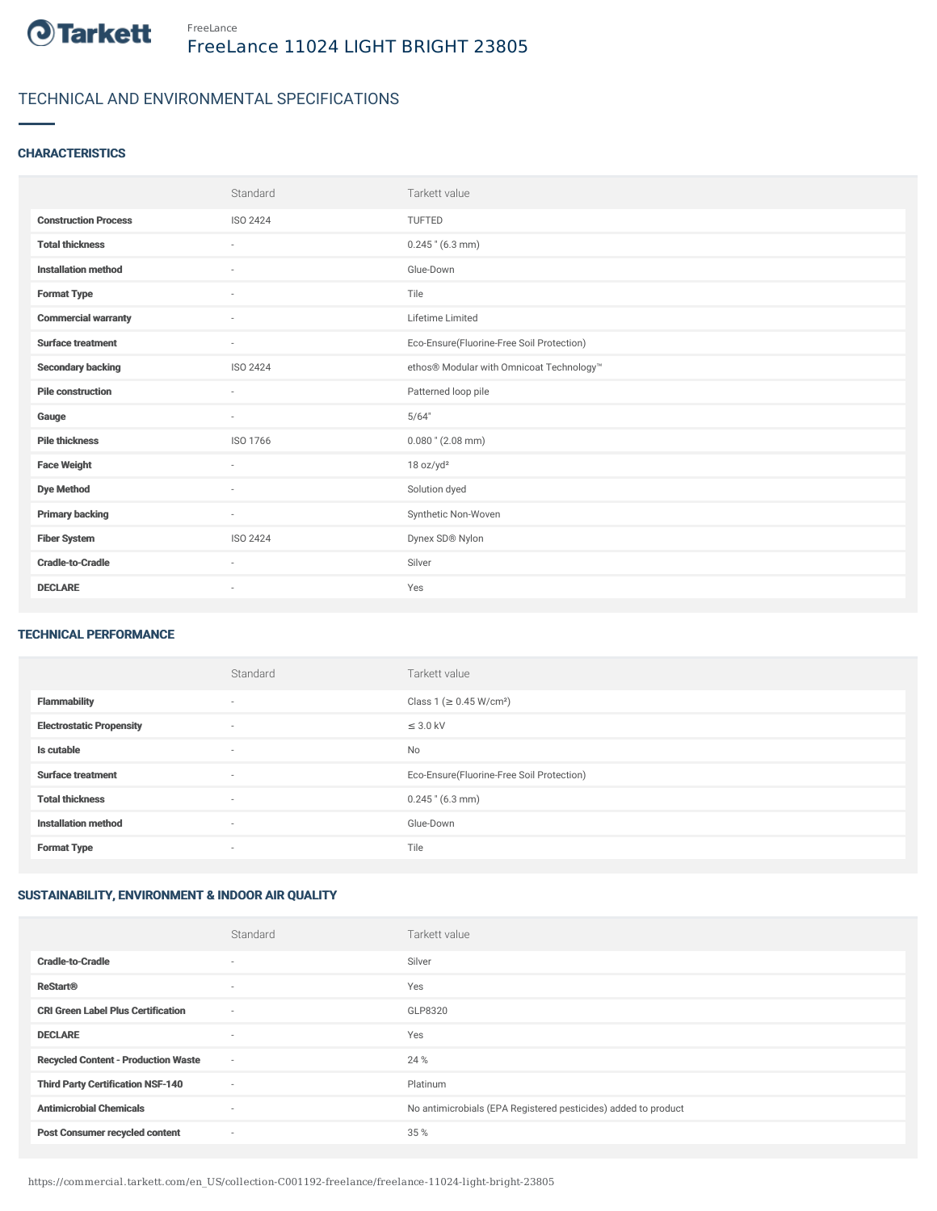Tarkett

FreeLance

# FreeLance 11024 LIGHT BRIGHT 23805

## TECHNICAL AND ENVIRONMENTAL SPECIFICATIONS

### CHARACTERISTICS

| | Standard | Tarkett value |
|---|---|---|
| **Construction Process** | ISO 2424 | TUFTED |
| **Total thickness** | - | 0.245 " (6.3 mm) |
| **Installation method** | - | Glue-Down |
| **Format Type** | - | Tile |
| **Commercial warranty** | - | Lifetime Limited |
| **Surface treatment** | - | Eco-Ensure(Fluorine-Free Soil Protection) |
| **Secondary backing** | ISO 2424 | ethos® Modular with Omnicoat Technology™ |
| **Pile construction** | - | Patterned loop pile |
| **Gauge** | - | 5/64" |
| **Pile thickness** | ISO 1766 | 0.080 " (2.08 mm) |
| **Face Weight** | - | 18 oz/yd² |
| **Dye Method** | - | Solution dyed |
| **Primary backing** | - | Synthetic Non-Woven |
| **Fiber System** | ISO 2424 | Dynex SD® Nylon |
| **Cradle-to-Cradle** | - | Silver |
| **DECLARE** | - | Yes |

### TECHNICAL PERFORMANCE

| | Standard | Tarkett value |
|---|---|---|
| **Flammability** | - | Class 1 (≥ 0.45 W/cm²) |
| **Electrostatic Propensity** | - | ≤ 3.0 kV |
| **Is cutable** | - | No |
| **Surface treatment** | - | Eco-Ensure(Fluorine-Free Soil Protection) |
| **Total thickness** | - | 0.245 " (6.3 mm) |
| **Installation method** | - | Glue-Down |
| **Format Type** | - | Tile |

### SUSTAINABILITY, ENVIRONMENT & INDOOR AIR QUALITY

| | Standard | Tarkett value |
|---|---|---|
| **Cradle-to-Cradle** | - | Silver |
| **ReStart®** | - | Yes |
| **CRI Green Label Plus Certification** | - | GLP8320 |
| **DECLARE** | - | Yes |
| **Recycled Content - Production Waste** | - | 24 % |
| **Third Party Certification NSF-140** | - | Platinum |
| **Antimicrobial Chemicals** | - | No antimicrobials (EPA Registered pesticides) added to product |
| **Post Consumer recycled content** | - | 35 % |

https://commercial.tarkett.com/en_US/collection-C001192-freelance/freelance-11024-light-bright-23805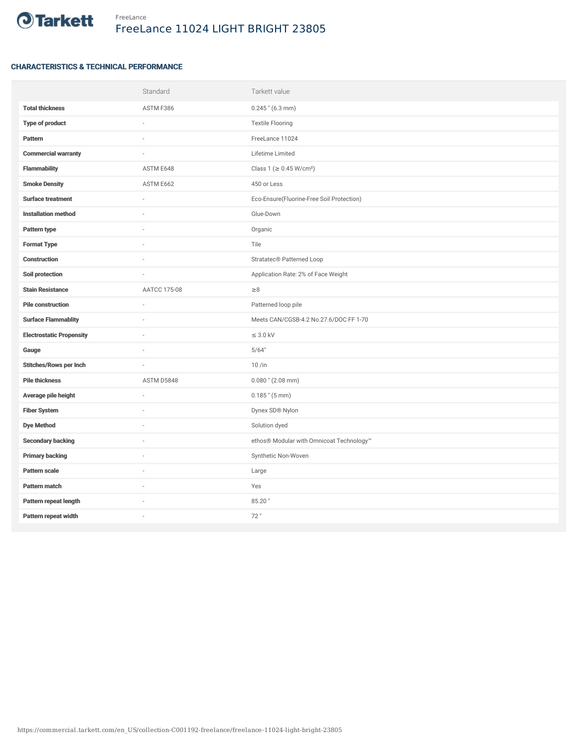FreeLance

# FreeLance 11024 LIGHT BRIGHT 23805

## CHARACTERISTICS & TECHNICAL PERFORMANCE

| | Standard | Tarkett value |
|---|---|---|
| **Total thickness** | ASTM F386 | 0.245 " (6.3 mm) |
| **Type of product** | - | Textile Flooring |
| **Pattern** | - | FreeLance 11024 |
| **Commercial warranty** | - | Lifetime Limited |
| **Flammability** | ASTM E648 | Class 1 (≥ 0.45 W/cm²) |
| **Smoke Density** | ASTM E662 | 450 or Less |
| **Surface treatment** | - | Eco-Ensure(Fluorine-Free Soil Protection) |
| **Installation method** | - | Glue-Down |
| **Pattern type** | - | Organic |
| **Format Type** | - | Tile |
| **Construction** | - | Stratatec® Patterned Loop |
| **Soil protection** | - | Application Rate: 2% of Face Weight |
| **Stain Resistance** | AATCC 175-08 | ≥8 |
| **Pile construction** | - | Patterned loop pile |
| **Surface Flammablity** | - | Meets CAN/CGSB-4.2 No.27.6/DOC FF 1-70 |
| **Electrostatic Propensity** | - | ≤ 3.0 kV |
| **Gauge** | - | 5/64" |
| **Stitches/Rows per Inch** | - | 10 /in |
| **Pile thickness** | ASTM D5848 | 0.080 " (2.08 mm) |
| **Average pile height** | - | 0.185 " (5 mm) |
| **Fiber System** | - | Dynex SD® Nylon |
| **Dye Method** | - | Solution dyed |
| **Secondary backing** | - | ethos® Modular with Omnicoat Technology™ |
| **Primary backing** | - | Synthetic Non-Woven |
| **Pattern scale** | - | Large |
| **Pattern match** | - | Yes |
| **Pattern repeat length** | - | 85.20 " |
| **Pattern repeat width** | - | 72 " |

https://commercial.tarkett.com/en_US/collection-C001192-freelance/freelance-11024-light-bright-23805